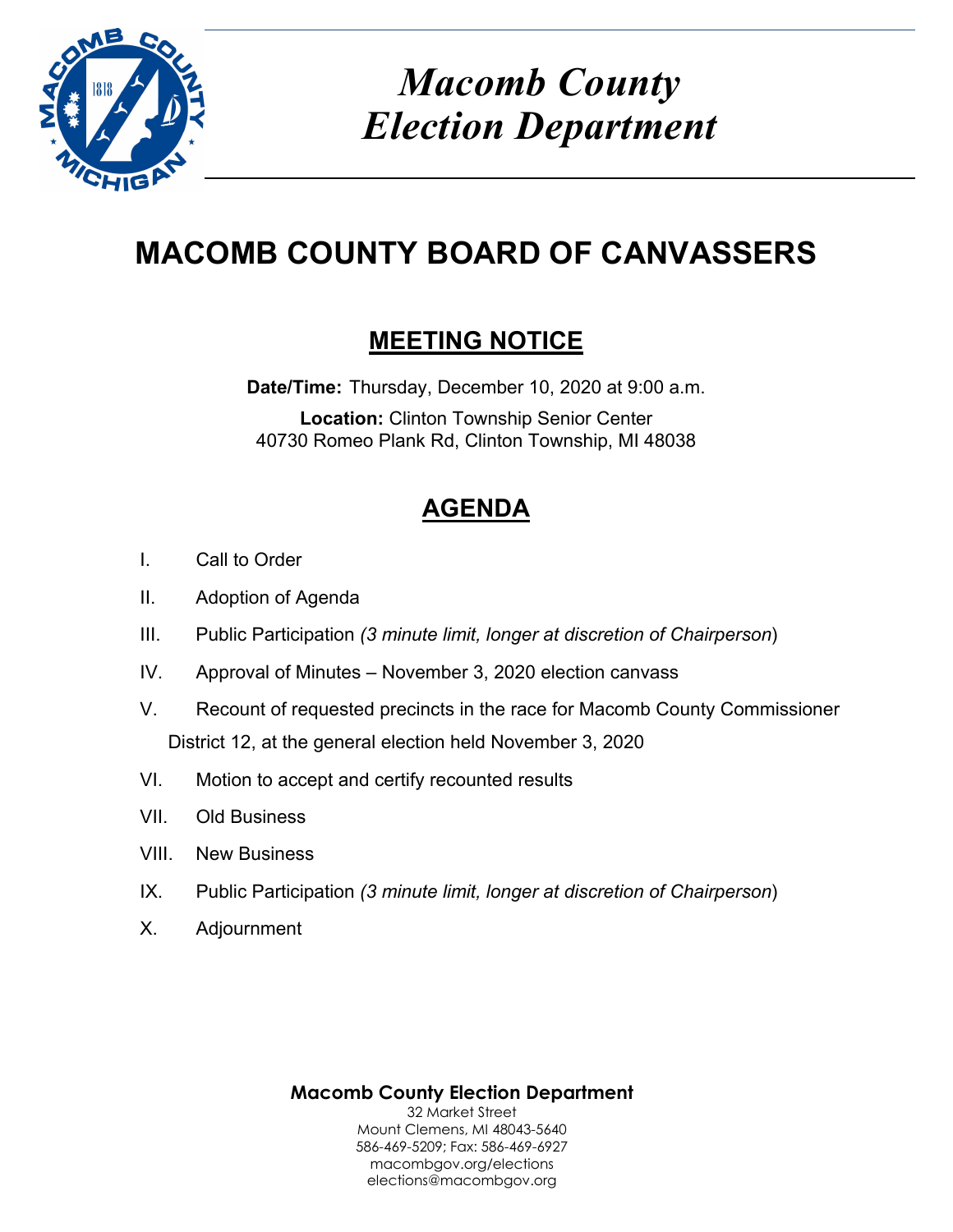# *Macomb County Election Department*

# MACOMB COUNTY BOARD OF CANVASSERS

## MEETING NOTICE

**Date/Time:** Thursday, December 10, 2020 at 9:00 a.m.

**Location:** Clinton Township Senior Center
40730 Romeo Plank Rd, Clinton Township, MI 48038

## AGENDA

I. Call to Order

II. Adoption of Agenda

III. Public Participation *(3 minute limit, longer at discretion of Chairperson*)

IV. Approval of Minutes – November 3, 2020 election canvass

V. Recount of requested precincts in the race for Macomb County Commissioner District 12, at the general election held November 3, 2020

VI. Motion to accept and certify recounted results

VII. Old Business

VIII. New Business

IX. Public Participation *(3 minute limit, longer at discretion of Chairperson*)

X. Adjournment

**Macomb County Election Department**
32 Market Street
Mount Clemens, MI 48043-5640
586-469-5209; Fax: 586-469-6927
macombgov.org/elections
elections@macombgov.org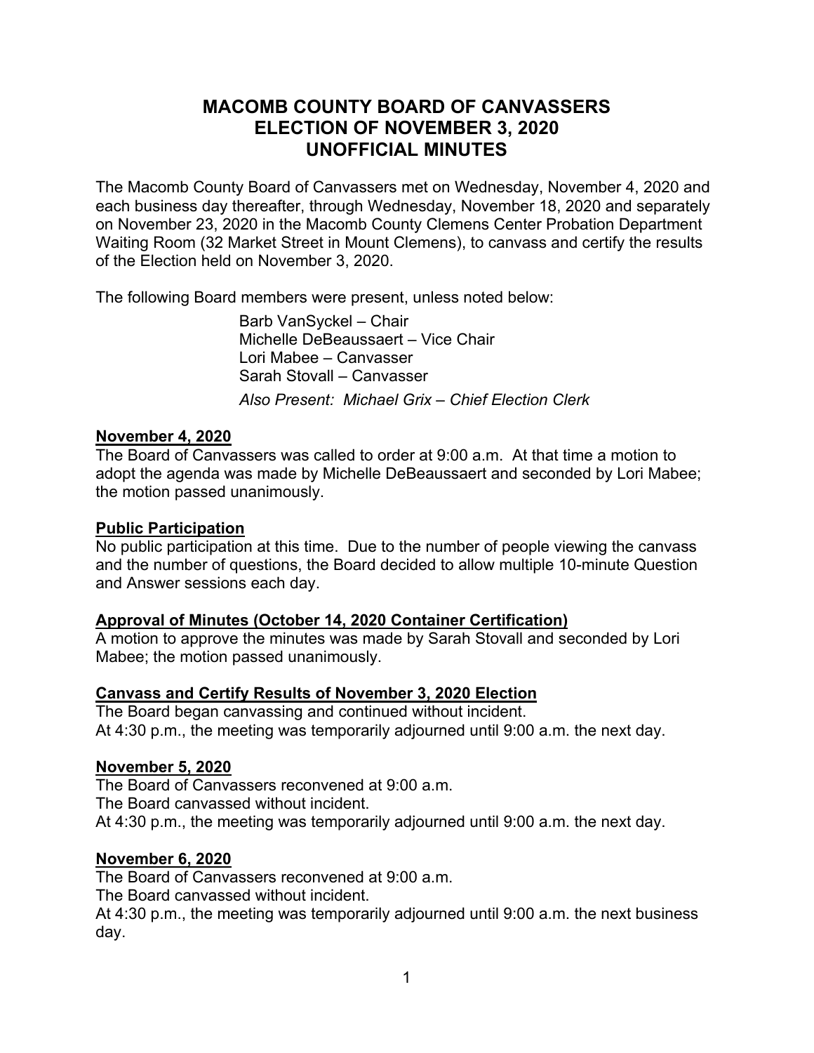# MACOMB COUNTY BOARD OF CANVASSERS
# ELECTION OF NOVEMBER 3, 2020
# UNOFFICIAL MINUTES

The Macomb County Board of Canvassers met on Wednesday, November 4, 2020 and each business day thereafter, through Wednesday, November 18, 2020 and separately on November 23, 2020 in the Macomb County Clemens Center Probation Department Waiting Room (32 Market Street in Mount Clemens), to canvass and certify the results of the Election held on November 3, 2020.

The following Board members were present, unless noted below:

Barb VanSyckel – Chair
Michelle DeBeaussaert – Vice Chair
Lori Mabee – Canvasser
Sarah Stovall – Canvasser
*Also Present: Michael Grix – Chief Election Clerk*

**November 4, 2020**

The Board of Canvassers was called to order at 9:00 a.m. At that time a motion to adopt the agenda was made by Michelle DeBeaussaert and seconded by Lori Mabee; the motion passed unanimously.

**Public Participation**

No public participation at this time. Due to the number of people viewing the canvass and the number of questions, the Board decided to allow multiple 10-minute Question and Answer sessions each day.

**Approval of Minutes (October 14, 2020 Container Certification)**

A motion to approve the minutes was made by Sarah Stovall and seconded by Lori Mabee; the motion passed unanimously.

**Canvass and Certify Results of November 3, 2020 Election**

The Board began canvassing and continued without incident.
At 4:30 p.m., the meeting was temporarily adjourned until 9:00 a.m. the next day.

**November 5, 2020**

The Board of Canvassers reconvened at 9:00 a.m.
The Board canvassed without incident.
At 4:30 p.m., the meeting was temporarily adjourned until 9:00 a.m. the next day.

**November 6, 2020**

The Board of Canvassers reconvened at 9:00 a.m.
The Board canvassed without incident.
At 4:30 p.m., the meeting was temporarily adjourned until 9:00 a.m. the next business day.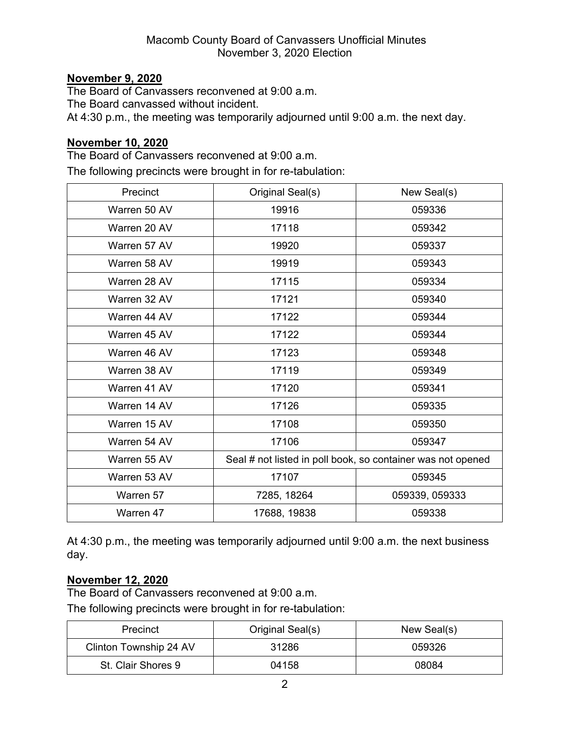**November 9, 2020**

The Board of Canvassers reconvened at 9:00 a.m.
The Board canvassed without incident.
At 4:30 p.m., the meeting was temporarily adjourned until 9:00 a.m. the next day.

**November 10, 2020**

The Board of Canvassers reconvened at 9:00 a.m.
The following precincts were brought in for re-tabulation:

| Precinct | Original Seal(s) | New Seal(s) |
|---|---|---|
| Warren 50 AV | 19916 | 059336 |
| Warren 20 AV | 17118 | 059342 |
| Warren 57 AV | 19920 | 059337 |
| Warren 58 AV | 19919 | 059343 |
| Warren 28 AV | 17115 | 059334 |
| Warren 32 AV | 17121 | 059340 |
| Warren 44 AV | 17122 | 059344 |
| Warren 45 AV | 17122 | 059344 |
| Warren 46 AV | 17123 | 059348 |
| Warren 38 AV | 17119 | 059349 |
| Warren 41 AV | 17120 | 059341 |
| Warren 14 AV | 17126 | 059335 |
| Warren 15 AV | 17108 | 059350 |
| Warren 54 AV | 17106 | 059347 |
| Warren 55 AV | Seal # not listed in poll book, so container was not opened | |
| Warren 53 AV | 17107 | 059345 |
| Warren 57 | 7285, 18264 | 059339, 059333 |
| Warren 47 | 17688, 19838 | 059338 |

At 4:30 p.m., the meeting was temporarily adjourned until 9:00 a.m. the next business day.

**November 12, 2020**

The Board of Canvassers reconvened at 9:00 a.m.
The following precincts were brought in for re-tabulation:

| Precinct | Original Seal(s) | New Seal(s) |
|---|---|---|
| Clinton Township 24 AV | 31286 | 059326 |
| St. Clair Shores 9 | 04158 | 08084 |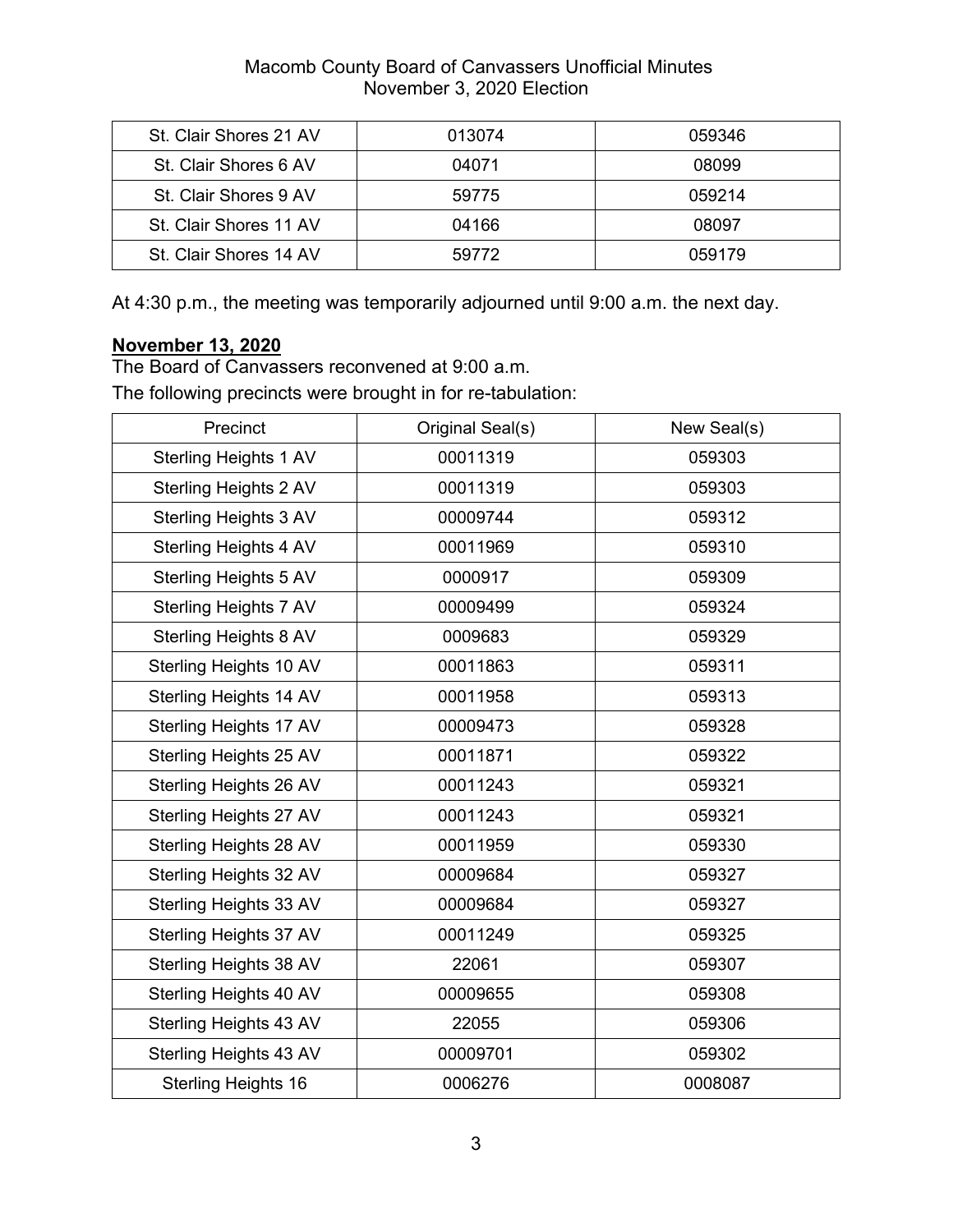| St. Clair Shores 21 AV | 013074 | 059346 |
|---|---|---|
| St. Clair Shores 6 AV | 04071 | 08099 |
| St. Clair Shores 9 AV | 59775 | 059214 |
| St. Clair Shores 11 AV | 04166 | 08097 |
| St. Clair Shores 14 AV | 59772 | 059179 |

At 4:30 p.m., the meeting was temporarily adjourned until 9:00 a.m. the next day.

**November 13, 2020**

The Board of Canvassers reconvened at 9:00 a.m.

The following precincts were brought in for re-tabulation:

| Precinct | Original Seal(s) | New Seal(s) |
|---|---|---|
| Sterling Heights 1 AV | 00011319 | 059303 |
| Sterling Heights 2 AV | 00011319 | 059303 |
| Sterling Heights 3 AV | 00009744 | 059312 |
| Sterling Heights 4 AV | 00011969 | 059310 |
| Sterling Heights 5 AV | 0000917 | 059309 |
| Sterling Heights 7 AV | 00009499 | 059324 |
| Sterling Heights 8 AV | 0009683 | 059329 |
| Sterling Heights 10 AV | 00011863 | 059311 |
| Sterling Heights 14 AV | 00011958 | 059313 |
| Sterling Heights 17 AV | 00009473 | 059328 |
| Sterling Heights 25 AV | 00011871 | 059322 |
| Sterling Heights 26 AV | 00011243 | 059321 |
| Sterling Heights 27 AV | 00011243 | 059321 |
| Sterling Heights 28 AV | 00011959 | 059330 |
| Sterling Heights 32 AV | 00009684 | 059327 |
| Sterling Heights 33 AV | 00009684 | 059327 |
| Sterling Heights 37 AV | 00011249 | 059325 |
| Sterling Heights 38 AV | 22061 | 059307 |
| Sterling Heights 40 AV | 00009655 | 059308 |
| Sterling Heights 43 AV | 22055 | 059306 |
| Sterling Heights 43 AV | 00009701 | 059302 |
| Sterling Heights 16 | 0006276 | 0008087 |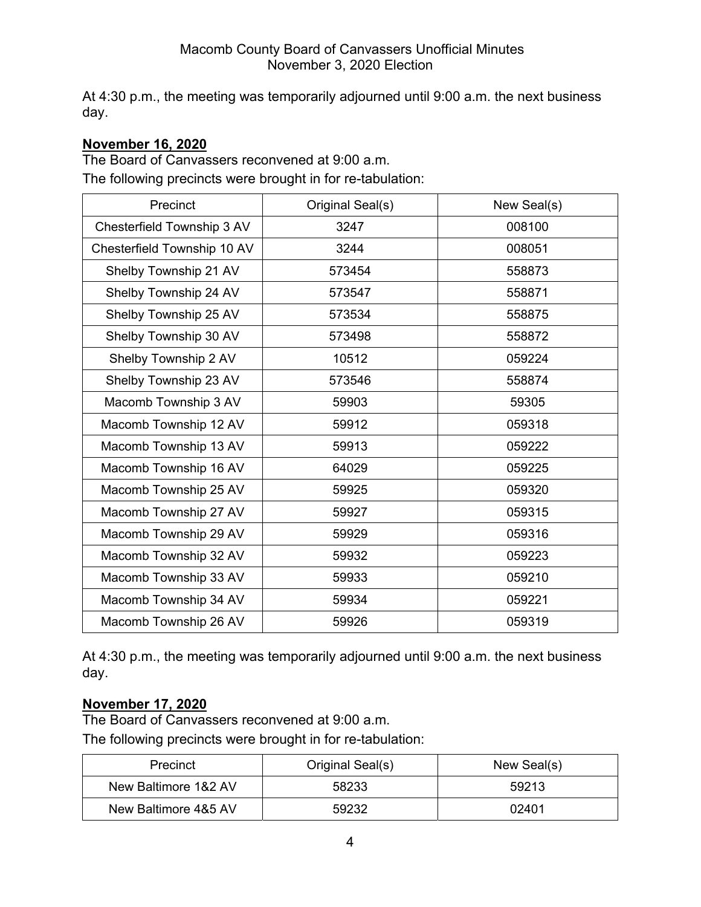At 4:30 p.m., the meeting was temporarily adjourned until 9:00 a.m. the next business day.

**November 16, 2020**

The Board of Canvassers reconvened at 9:00 a.m.

The following precincts were brought in for re-tabulation:

| Precinct | Original Seal(s) | New Seal(s) |
|---|---|---|
| Chesterfield Township 3 AV | 3247 | 008100 |
| Chesterfield Township 10 AV | 3244 | 008051 |
| Shelby Township 21 AV | 573454 | 558873 |
| Shelby Township 24 AV | 573547 | 558871 |
| Shelby Township 25 AV | 573534 | 558875 |
| Shelby Township 30 AV | 573498 | 558872 |
| Shelby Township 2 AV | 10512 | 059224 |
| Shelby Township 23 AV | 573546 | 558874 |
| Macomb Township 3 AV | 59903 | 59305 |
| Macomb Township 12 AV | 59912 | 059318 |
| Macomb Township 13 AV | 59913 | 059222 |
| Macomb Township 16 AV | 64029 | 059225 |
| Macomb Township 25 AV | 59925 | 059320 |
| Macomb Township 27 AV | 59927 | 059315 |
| Macomb Township 29 AV | 59929 | 059316 |
| Macomb Township 32 AV | 59932 | 059223 |
| Macomb Township 33 AV | 59933 | 059210 |
| Macomb Township 34 AV | 59934 | 059221 |
| Macomb Township 26 AV | 59926 | 059319 |

At 4:30 p.m., the meeting was temporarily adjourned until 9:00 a.m. the next business day.

**November 17, 2020**

The Board of Canvassers reconvened at 9:00 a.m.

The following precincts were brought in for re-tabulation:

| Precinct | Original Seal(s) | New Seal(s) |
|---|---|---|
| New Baltimore 1&2 AV | 58233 | 59213 |
| New Baltimore 4&5 AV | 59232 | 02401 |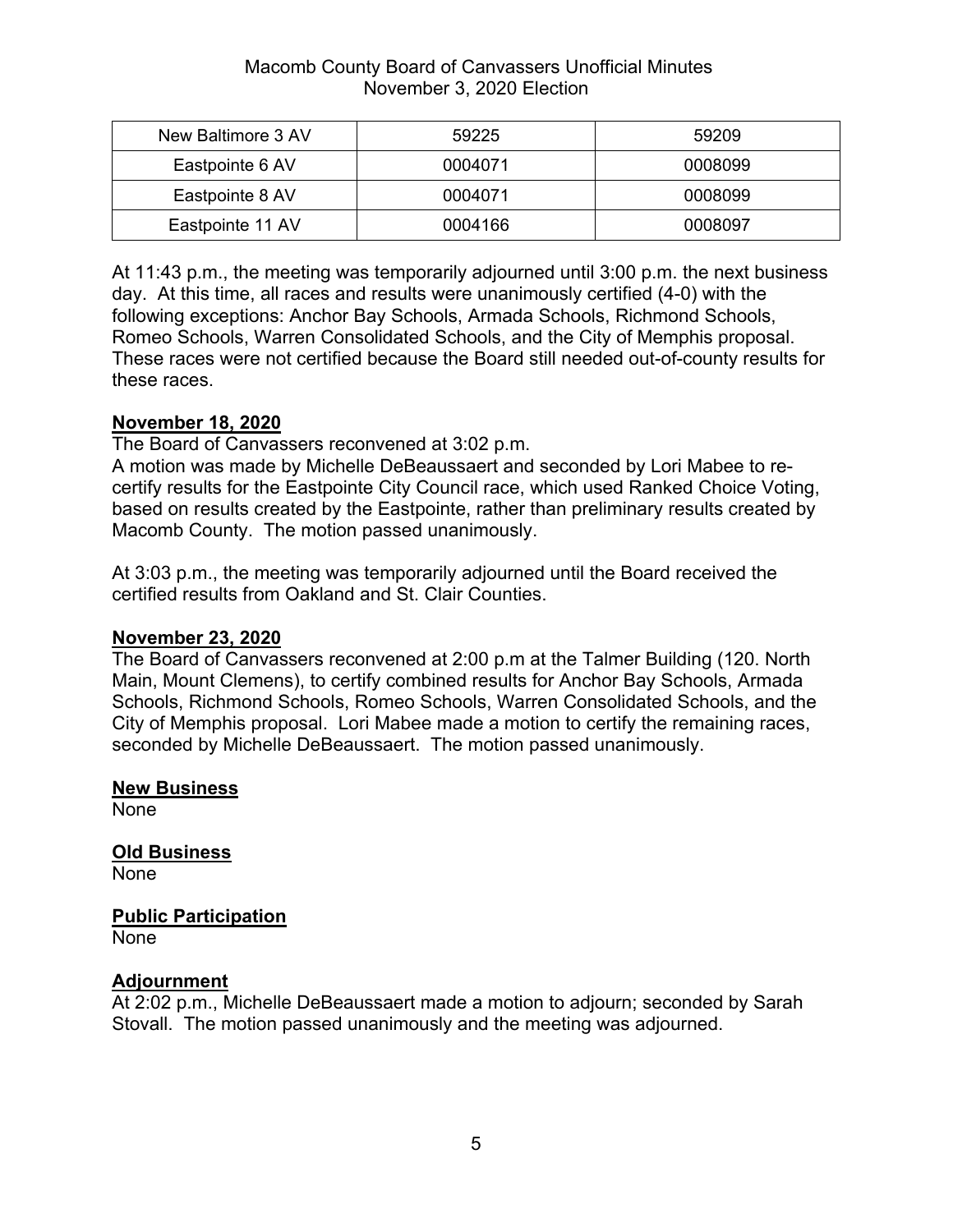| New Baltimore 3 AV | 59225 | 59209 |
|---|---|---|
| Eastpointe 6 AV | 0004071 | 0008099 |
| Eastpointe 8 AV | 0004071 | 0008099 |
| Eastpointe 11 AV | 0004166 | 0008097 |

At 11:43 p.m., the meeting was temporarily adjourned until 3:00 p.m. the next business day. At this time, all races and results were unanimously certified (4-0) with the following exceptions: Anchor Bay Schools, Armada Schools, Richmond Schools, Romeo Schools, Warren Consolidated Schools, and the City of Memphis proposal. These races were not certified because the Board still needed out-of-county results for these races.

**November 18, 2020**

The Board of Canvassers reconvened at 3:02 p.m.

A motion was made by Michelle DeBeaussaert and seconded by Lori Mabee to re-certify results for the Eastpointe City Council race, which used Ranked Choice Voting, based on results created by the Eastpointe, rather than preliminary results created by Macomb County. The motion passed unanimously.

At 3:03 p.m., the meeting was temporarily adjourned until the Board received the certified results from Oakland and St. Clair Counties.

**November 23, 2020**

The Board of Canvassers reconvened at 2:00 p.m at the Talmer Building (120. North Main, Mount Clemens), to certify combined results for Anchor Bay Schools, Armada Schools, Richmond Schools, Romeo Schools, Warren Consolidated Schools, and the City of Memphis proposal. Lori Mabee made a motion to certify the remaining races, seconded by Michelle DeBeaussaert. The motion passed unanimously.

**New Business**

None

**Old Business**

None

**Public Participation**

None

**Adjournment**

At 2:02 p.m., Michelle DeBeaussaert made a motion to adjourn; seconded by Sarah Stovall. The motion passed unanimously and the meeting was adjourned.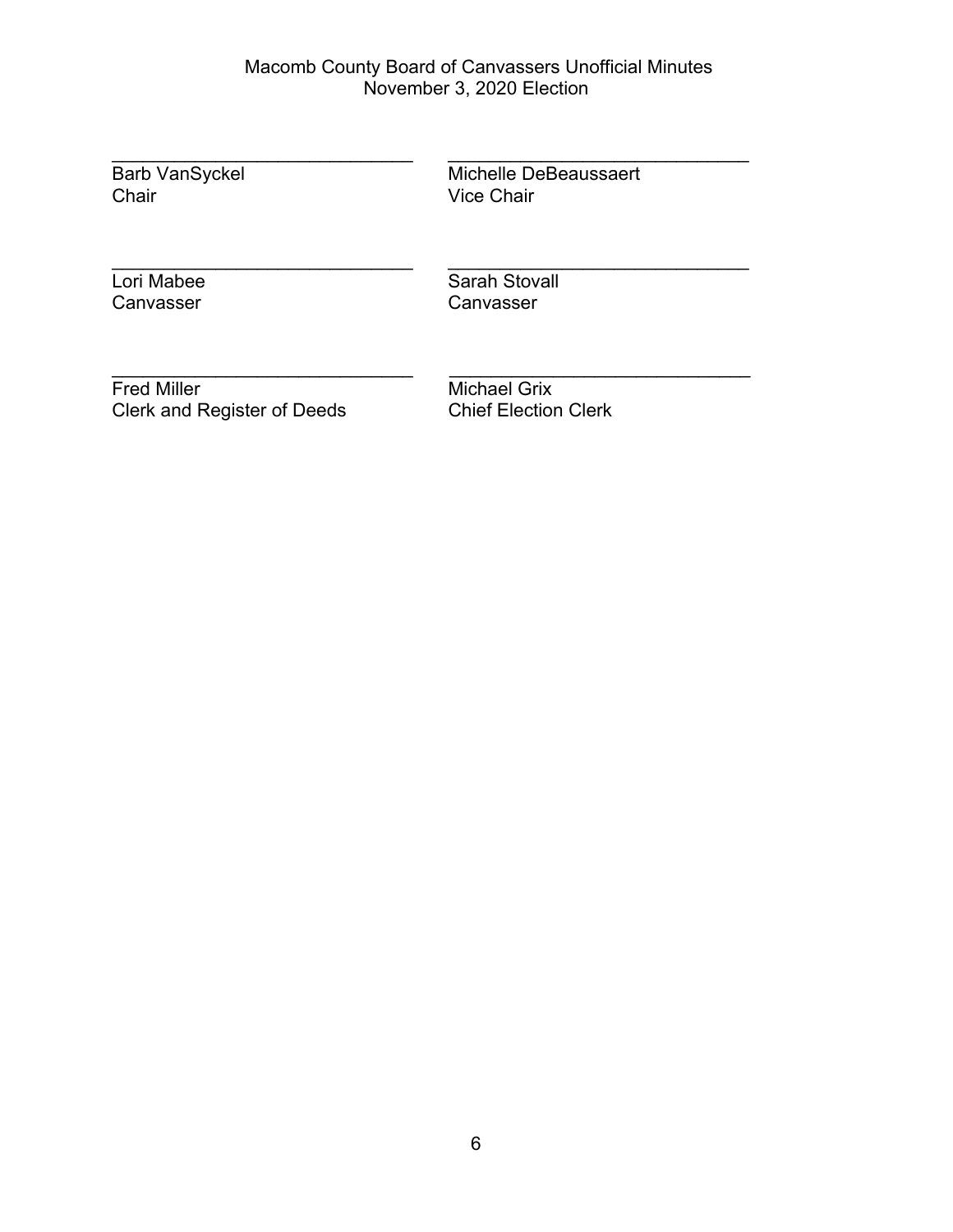Barb VanSyckel
Chair

Michelle DeBeaussaert
Vice Chair

Lori Mabee
Canvasser

Sarah Stovall
Canvasser

Fred Miller
Clerk and Register of Deeds

Michael Grix
Chief Election Clerk